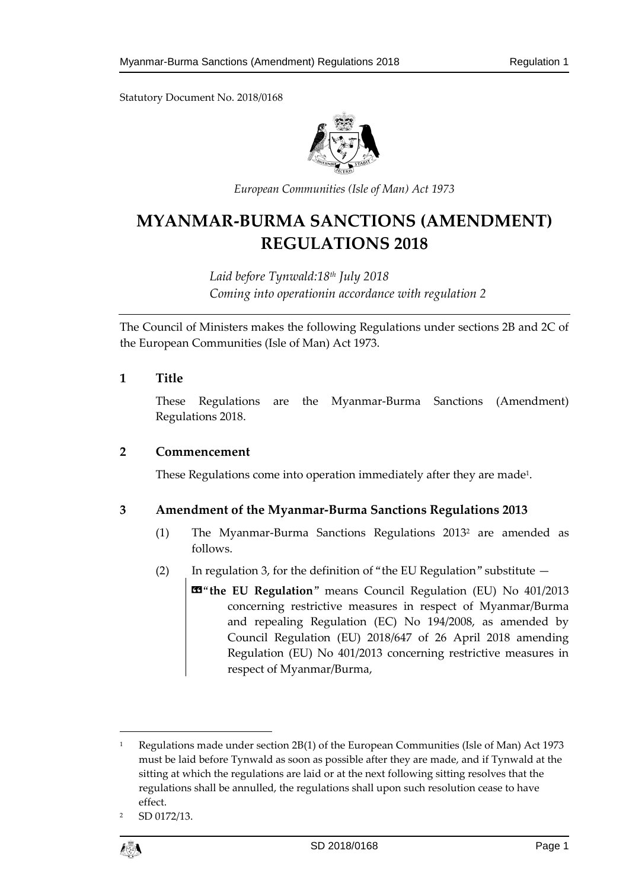Statutory Document No. 2018/0168

*European Communities (Isle of Man) Act 1973*

# MYANMAR-BURMA SANCTIONS (AMENDMENT) REGULATIONS 2018

*Laid before Tynwald:18th July 2018*
*Coming into operationin accordance with regulation 2*

The Council of Ministers makes the following Regulations under sections 2B and 2C of the European Communities (Isle of Man) Act 1973.

## 1 Title

These Regulations are the Myanmar-Burma Sanctions (Amendment) Regulations 2018.

## 2 Commencement

These Regulations come into operation immediately after they are made[1].

## 3 Amendment of the Myanmar-Burma Sanctions Regulations 2013

(1) The Myanmar-Burma Sanctions Regulations 2013[2] are amended as follows.

(2) In regulation 3, for the definition of "the EU Regulation" substitute —

> «"**the EU Regulation**" means Council Regulation (EU) No 401/2013 concerning restrictive measures in respect of Myanmar/Burma and repealing Regulation (EC) No 194/2008, as amended by Council Regulation (EU) 2018/647 of 26 April 2018 amending Regulation (EU) No 401/2013 concerning restrictive measures in respect of Myanmar/Burma,

---

[1] Regulations made under section 2B(1) of the European Communities (Isle of Man) Act 1973 must be laid before Tynwald as soon as possible after they are made, and if Tynwald at the sitting at which the regulations are laid or at the next following sitting resolves that the regulations shall be annulled, the regulations shall upon such resolution cease to have effect.

[2] SD 0172/13.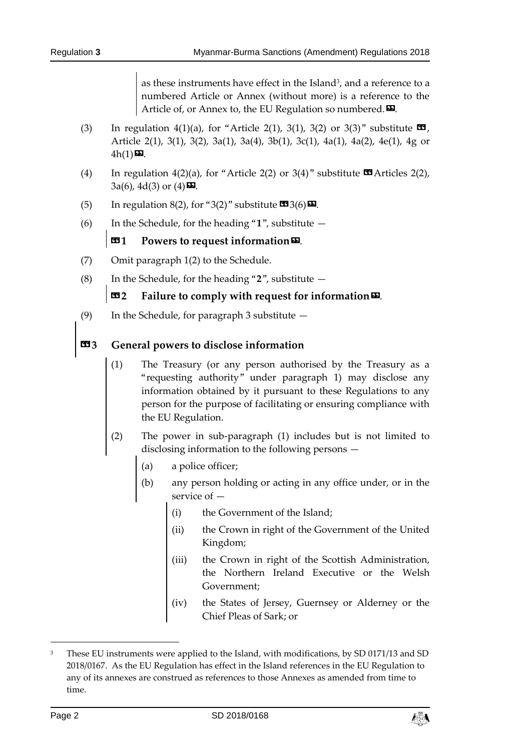as these instruments have effect in the Island[3], and a reference to a numbered Article or Annex (without more) is a reference to the Article of, or Annex to, the EU Regulation so numbered.».

(3) In regulation 4(1)(a), for "Article 2(1), 3(1), 3(2) or 3(3)" substitute «, Article 2(1), 3(1), 3(2), 3a(1), 3a(4), 3b(1), 3c(1), 4a(1), 4a(2), 4e(1), 4g or 4h(1)».

(4) In regulation 4(2)(a), for "Article 2(2) or 3(4)" substitute «Articles 2(2), 3a(6), 4d(3) or (4)».

(5) In regulation 8(2), for "3(2)" substitute «3(6)».

(6) In the Schedule, for the heading "**1**", substitute —

«**1 Powers to request information**».

(7) Omit paragraph 1(2) to the Schedule.

(8) In the Schedule, for the heading "**2**", substitute —

«**2 Failure to comply with request for information**».

(9) In the Schedule, for paragraph 3 substitute —

«**3 General powers to disclose information**

(1) The Treasury (or any person authorised by the Treasury as a "requesting authority" under paragraph 1) may disclose any information obtained by it pursuant to these Regulations to any person for the purpose of facilitating or ensuring compliance with the EU Regulation.

(2) The power in sub-paragraph (1) includes but is not limited to disclosing information to the following persons —

(a) a police officer;

(b) any person holding or acting in any office under, or in the service of —

(i) the Government of the Island;

(ii) the Crown in right of the Government of the United Kingdom;

(iii) the Crown in right of the Scottish Administration, the Northern Ireland Executive or the Welsh Government;

(iv) the States of Jersey, Guernsey or Alderney or the Chief Pleas of Sark; or

---

[3] These EU instruments were applied to the Island, with modifications, by SD 0171/13 and SD 2018/0167. As the EU Regulation has effect in the Island references in the EU Regulation to any of its annexes are construed as references to those Annexes as amended from time to time.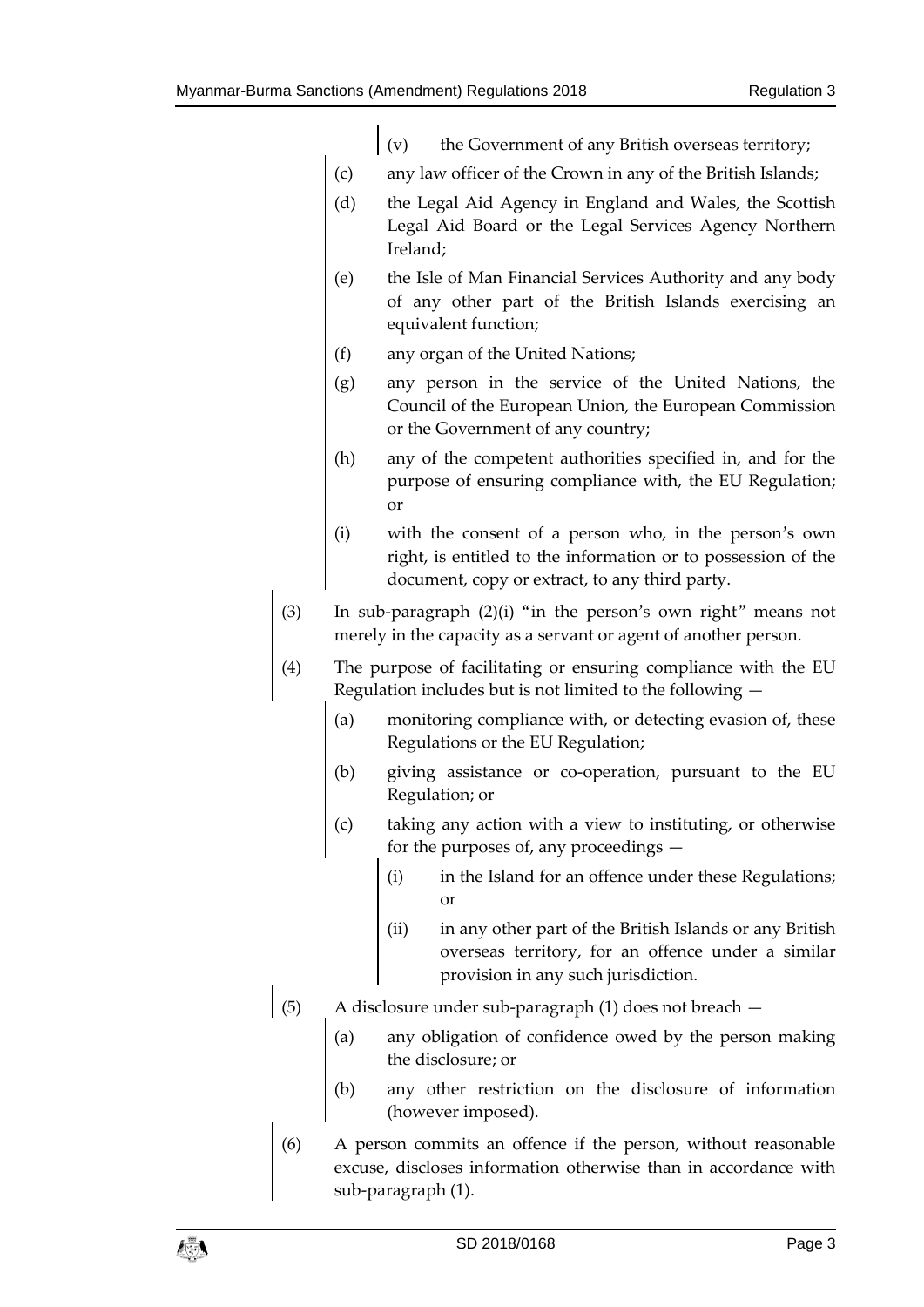(v) the Government of any British overseas territory;

(c) any law officer of the Crown in any of the British Islands;

(d) the Legal Aid Agency in England and Wales, the Scottish Legal Aid Board or the Legal Services Agency Northern Ireland;

(e) the Isle of Man Financial Services Authority and any body of any other part of the British Islands exercising an equivalent function;

(f) any organ of the United Nations;

(g) any person in the service of the United Nations, the Council of the European Union, the European Commission or the Government of any country;

(h) any of the competent authorities specified in, and for the purpose of ensuring compliance with, the EU Regulation; or

(i) with the consent of a person who, in the person's own right, is entitled to the information or to possession of the document, copy or extract, to any third party.

(3) In sub-paragraph (2)(i) "in the person's own right" means not merely in the capacity as a servant or agent of another person.

(4) The purpose of facilitating or ensuring compliance with the EU Regulation includes but is not limited to the following —

(a) monitoring compliance with, or detecting evasion of, these Regulations or the EU Regulation;

(b) giving assistance or co-operation, pursuant to the EU Regulation; or

(c) taking any action with a view to instituting, or otherwise for the purposes of, any proceedings —

(i) in the Island for an offence under these Regulations; or

(ii) in any other part of the British Islands or any British overseas territory, for an offence under a similar provision in any such jurisdiction.

(5) A disclosure under sub-paragraph (1) does not breach —

(a) any obligation of confidence owed by the person making the disclosure; or

(b) any other restriction on the disclosure of information (however imposed).

(6) A person commits an offence if the person, without reasonable excuse, discloses information otherwise than in accordance with sub-paragraph (1).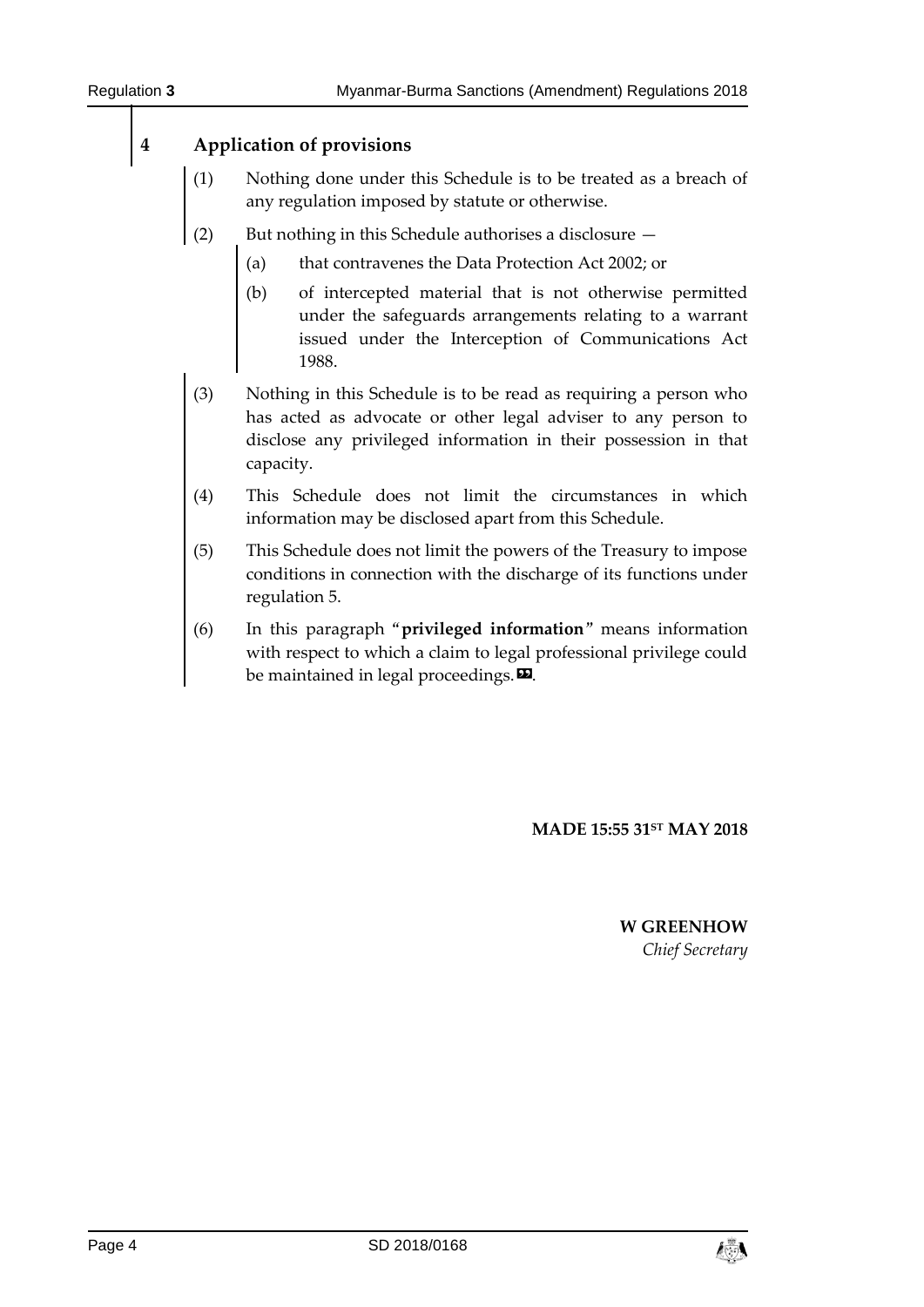## 4 Application of provisions

(1) Nothing done under this Schedule is to be treated as a breach of any regulation imposed by statute or otherwise.

(2) But nothing in this Schedule authorises a disclosure —

(a) that contravenes the Data Protection Act 2002; or

(b) of intercepted material that is not otherwise permitted under the safeguards arrangements relating to a warrant issued under the Interception of Communications Act 1988.

(3) Nothing in this Schedule is to be read as requiring a person who has acted as advocate or other legal adviser to any person to disclose any privileged information in their possession in that capacity.

(4) This Schedule does not limit the circumstances in which information may be disclosed apart from this Schedule.

(5) This Schedule does not limit the powers of the Treasury to impose conditions in connection with the discharge of its functions under regulation 5.

(6) In this paragraph "**privileged information**" means information with respect to which a claim to legal professional privilege could be maintained in legal proceedings.».

**MADE 15:55 31ST MAY 2018**

**W GREENHOW**
*Chief Secretary*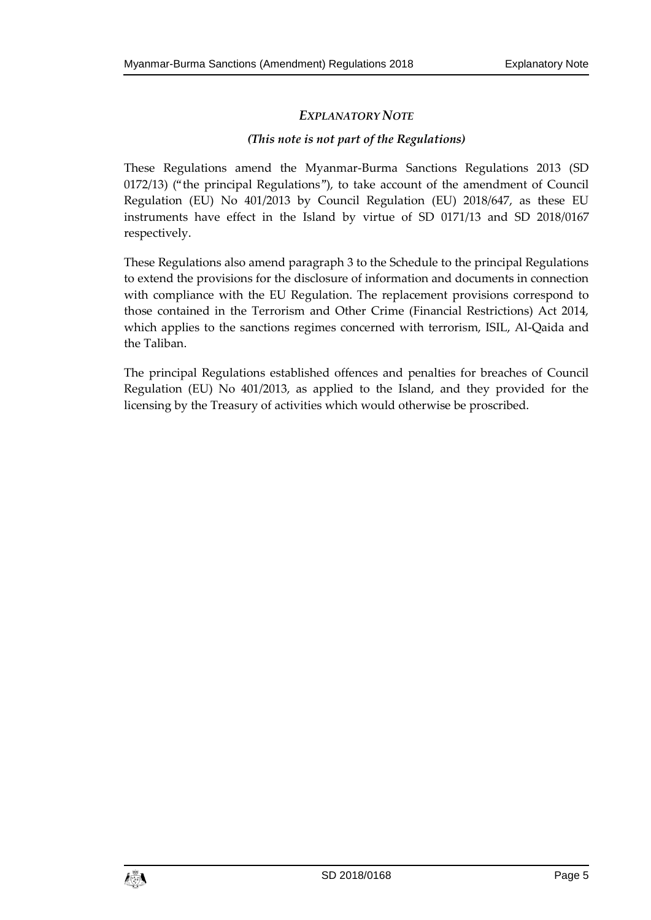## *EXPLANATORY NOTE*

***(This note is not part of the Regulations)***

These Regulations amend the Myanmar-Burma Sanctions Regulations 2013 (SD 0172/13) ("the principal Regulations"), to take account of the amendment of Council Regulation (EU) No 401/2013 by Council Regulation (EU) 2018/647, as these EU instruments have effect in the Island by virtue of SD 0171/13 and SD 2018/0167 respectively.

These Regulations also amend paragraph 3 to the Schedule to the principal Regulations to extend the provisions for the disclosure of information and documents in connection with compliance with the EU Regulation. The replacement provisions correspond to those contained in the Terrorism and Other Crime (Financial Restrictions) Act 2014, which applies to the sanctions regimes concerned with terrorism, ISIL, Al-Qaida and the Taliban.

The principal Regulations established offences and penalties for breaches of Council Regulation (EU) No 401/2013, as applied to the Island, and they provided for the licensing by the Treasury of activities which would otherwise be proscribed.